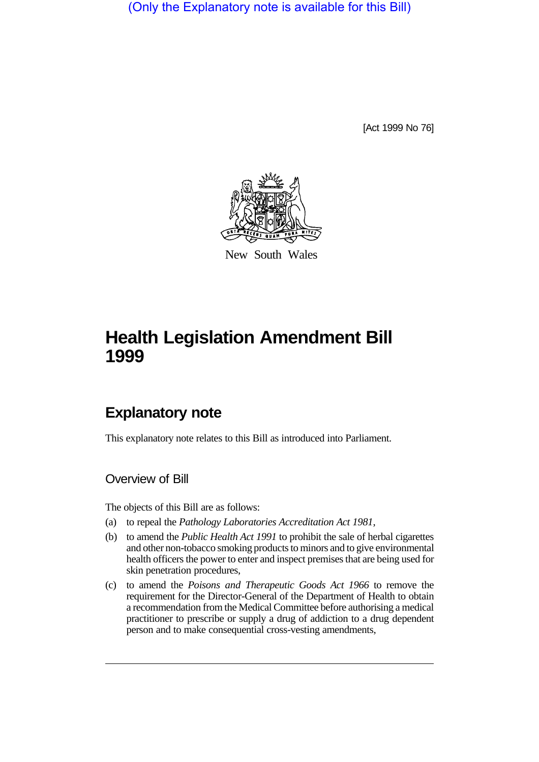(Only the Explanatory note is available for this Bill)

[Act 1999 No 76]

New South Wales

# Health Legislation Amendment Bill 1999

## Explanatory note

This explanatory note relates to this Bill as introduced into Parliament.

### Overview of Bill

The objects of this Bill are as follows:

(a) to repeal the *Pathology Laboratories Accreditation Act 1981*,

(b) to amend the *Public Health Act 1991* to prohibit the sale of herbal cigarettes and other non-tobacco smoking products to minors and to give environmental health officers the power to enter and inspect premises that are being used for skin penetration procedures,

(c) to amend the *Poisons and Therapeutic Goods Act 1966* to remove the requirement for the Director-General of the Department of Health to obtain a recommendation from the Medical Committee before authorising a medical practitioner to prescribe or supply a drug of addiction to a drug dependent person and to make consequential cross-vesting amendments,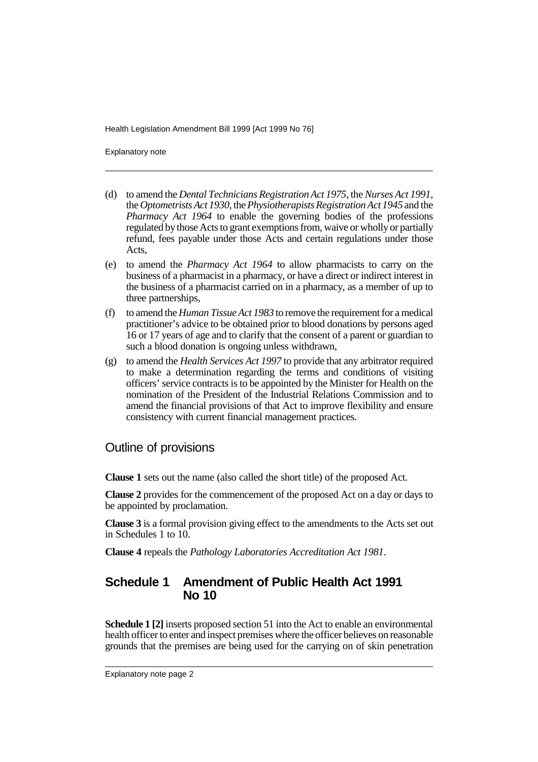(d) to amend the *Dental Technicians Registration Act 1975*, the *Nurses Act 1991*, the *Optometrists Act 1930*, the *Physiotherapists Registration Act 1945* and the *Pharmacy Act 1964* to enable the governing bodies of the professions regulated by those Acts to grant exemptions from, waive or wholly or partially refund, fees payable under those Acts and certain regulations under those Acts,

(e) to amend the *Pharmacy Act 1964* to allow pharmacists to carry on the business of a pharmacist in a pharmacy, or have a direct or indirect interest in the business of a pharmacist carried on in a pharmacy, as a member of up to three partnerships,

(f) to amend the *Human Tissue Act 1983* to remove the requirement for a medical practitioner's advice to be obtained prior to blood donations by persons aged 16 or 17 years of age and to clarify that the consent of a parent or guardian to such a blood donation is ongoing unless withdrawn,

(g) to amend the *Health Services Act 1997* to provide that any arbitrator required to make a determination regarding the terms and conditions of visiting officers' service contracts is to be appointed by the Minister for Health on the nomination of the President of the Industrial Relations Commission and to amend the financial provisions of that Act to improve flexibility and ensure consistency with current financial management practices.

## Outline of provisions

**Clause 1** sets out the name (also called the short title) of the proposed Act.

**Clause 2** provides for the commencement of the proposed Act on a day or days to be appointed by proclamation.

**Clause 3** is a formal provision giving effect to the amendments to the Acts set out in Schedules 1 to 10.

**Clause 4** repeals the *Pathology Laboratories Accreditation Act 1981*.

## Schedule 1 Amendment of Public Health Act 1991 No 10

**Schedule 1 [2]** inserts proposed section 51 into the Act to enable an environmental health officer to enter and inspect premises where the officer believes on reasonable grounds that the premises are being used for the carrying on of skin penetration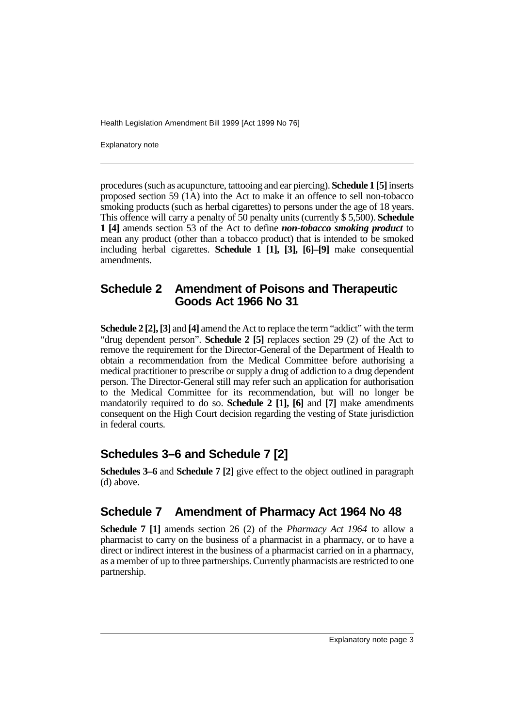procedures (such as acupuncture, tattooing and ear piercing). **Schedule 1 [5]** inserts proposed section 59 (1A) into the Act to make it an offence to sell non-tobacco smoking products (such as herbal cigarettes) to persons under the age of 18 years. This offence will carry a penalty of 50 penalty units (currently $ 5,500). **Schedule 1 [4]** amends section 53 of the Act to define ***non-tobacco smoking product*** to mean any product (other than a tobacco product) that is intended to be smoked including herbal cigarettes. **Schedule 1 [1], [3], [6]–[9]** make consequential amendments.

## Schedule 2 Amendment of Poisons and Therapeutic Goods Act 1966 No 31

**Schedule 2 [2], [3]** and **[4]** amend the Act to replace the term "addict" with the term "drug dependent person". **Schedule 2 [5]** replaces section 29 (2) of the Act to remove the requirement for the Director-General of the Department of Health to obtain a recommendation from the Medical Committee before authorising a medical practitioner to prescribe or supply a drug of addiction to a drug dependent person. The Director-General still may refer such an application for authorisation to the Medical Committee for its recommendation, but will no longer be mandatorily required to do so. **Schedule 2 [1], [6]** and **[7]** make amendments consequent on the High Court decision regarding the vesting of State jurisdiction in federal courts.

## Schedules 3–6 and Schedule 7 [2]

**Schedules 3–6** and **Schedule 7 [2]** give effect to the object outlined in paragraph (d) above.

## Schedule 7 Amendment of Pharmacy Act 1964 No 48

**Schedule 7 [1]** amends section 26 (2) of the *Pharmacy Act 1964* to allow a pharmacist to carry on the business of a pharmacist in a pharmacy, or to have a direct or indirect interest in the business of a pharmacist carried on in a pharmacy, as a member of up to three partnerships. Currently pharmacists are restricted to one partnership.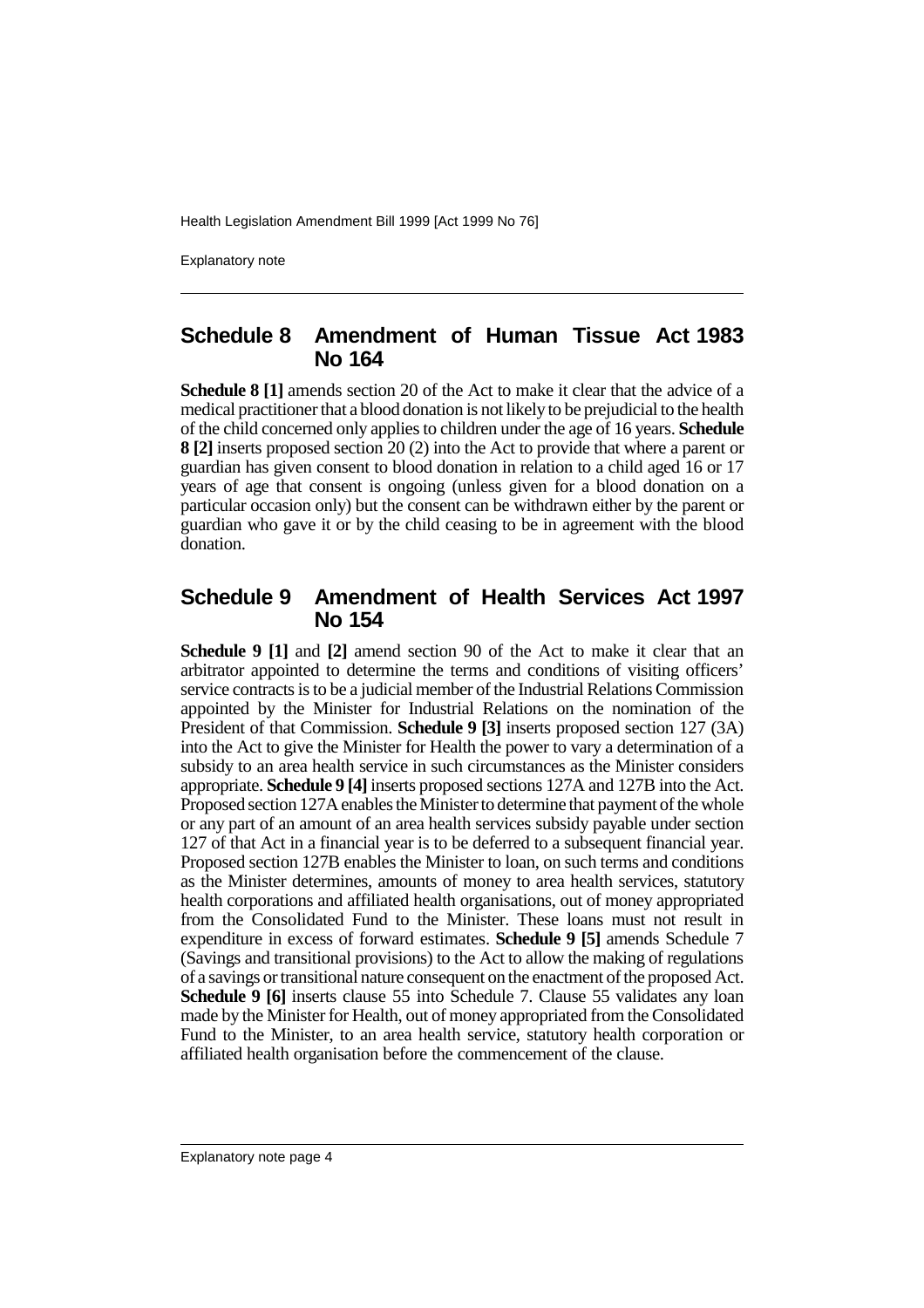## Schedule 8 Amendment of Human Tissue Act 1983 No 164

**Schedule 8 [1]** amends section 20 of the Act to make it clear that the advice of a medical practitioner that a blood donation is not likely to be prejudicial to the health of the child concerned only applies to children under the age of 16 years. **Schedule 8 [2]** inserts proposed section 20 (2) into the Act to provide that where a parent or guardian has given consent to blood donation in relation to a child aged 16 or 17 years of age that consent is ongoing (unless given for a blood donation on a particular occasion only) but the consent can be withdrawn either by the parent or guardian who gave it or by the child ceasing to be in agreement with the blood donation.

## Schedule 9 Amendment of Health Services Act 1997 No 154

**Schedule 9 [1]** and **[2]** amend section 90 of the Act to make it clear that an arbitrator appointed to determine the terms and conditions of visiting officers' service contracts is to be a judicial member of the Industrial Relations Commission appointed by the Minister for Industrial Relations on the nomination of the President of that Commission. **Schedule 9 [3]** inserts proposed section 127 (3A) into the Act to give the Minister for Health the power to vary a determination of a subsidy to an area health service in such circumstances as the Minister considers appropriate. **Schedule 9 [4]** inserts proposed sections 127A and 127B into the Act. Proposed section 127A enables the Minister to determine that payment of the whole or any part of an amount of an area health services subsidy payable under section 127 of that Act in a financial year is to be deferred to a subsequent financial year. Proposed section 127B enables the Minister to loan, on such terms and conditions as the Minister determines, amounts of money to area health services, statutory health corporations and affiliated health organisations, out of money appropriated from the Consolidated Fund to the Minister. These loans must not result in expenditure in excess of forward estimates. **Schedule 9 [5]** amends Schedule 7 (Savings and transitional provisions) to the Act to allow the making of regulations of a savings or transitional nature consequent on the enactment of the proposed Act. **Schedule 9 [6]** inserts clause 55 into Schedule 7. Clause 55 validates any loan made by the Minister for Health, out of money appropriated from the Consolidated Fund to the Minister, to an area health service, statutory health corporation or affiliated health organisation before the commencement of the clause.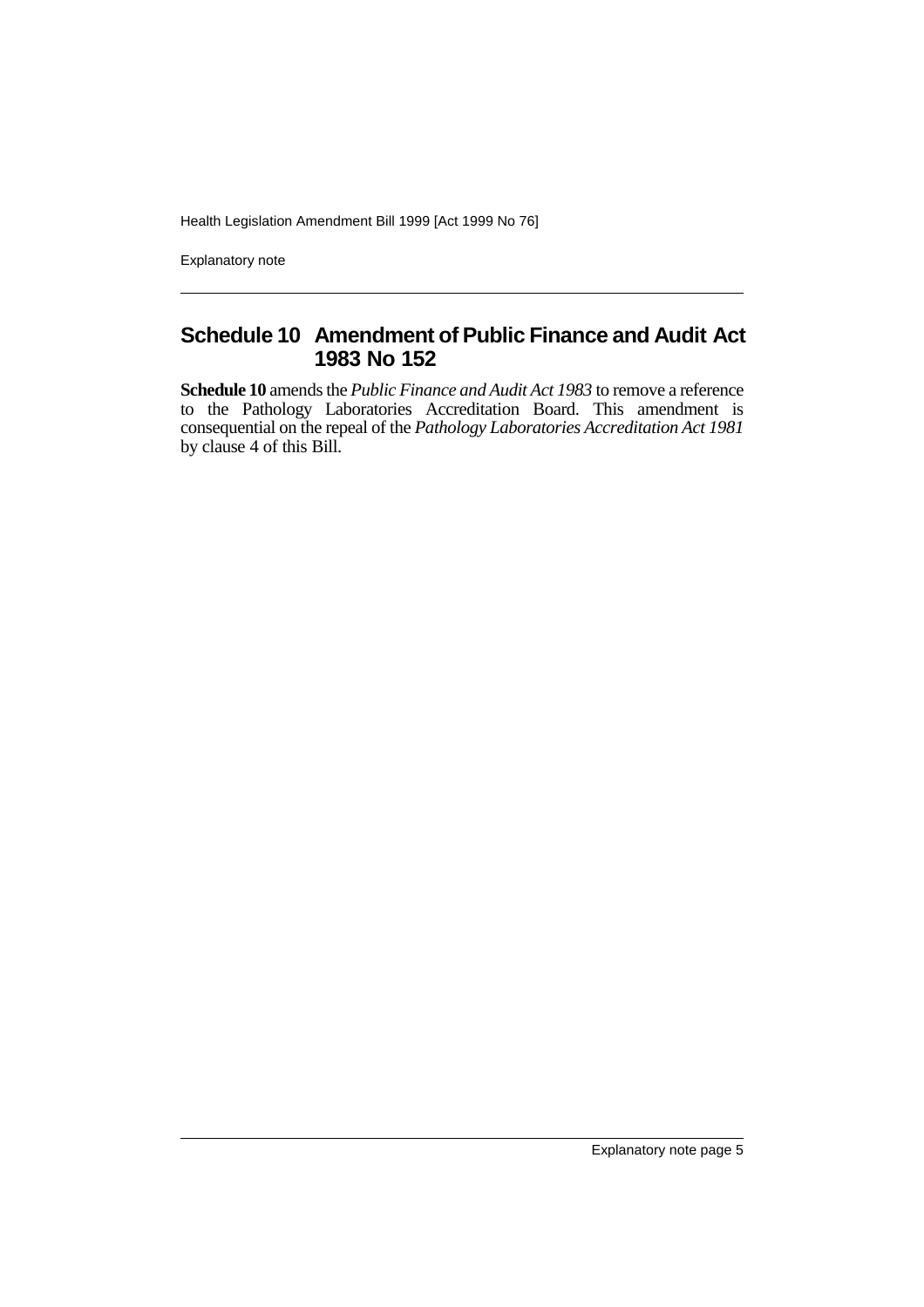## Schedule 10 Amendment of Public Finance and Audit Act 1983 No 152

**Schedule 10** amends the *Public Finance and Audit Act 1983* to remove a reference to the Pathology Laboratories Accreditation Board. This amendment is consequential on the repeal of the *Pathology Laboratories Accreditation Act 1981* by clause 4 of this Bill.